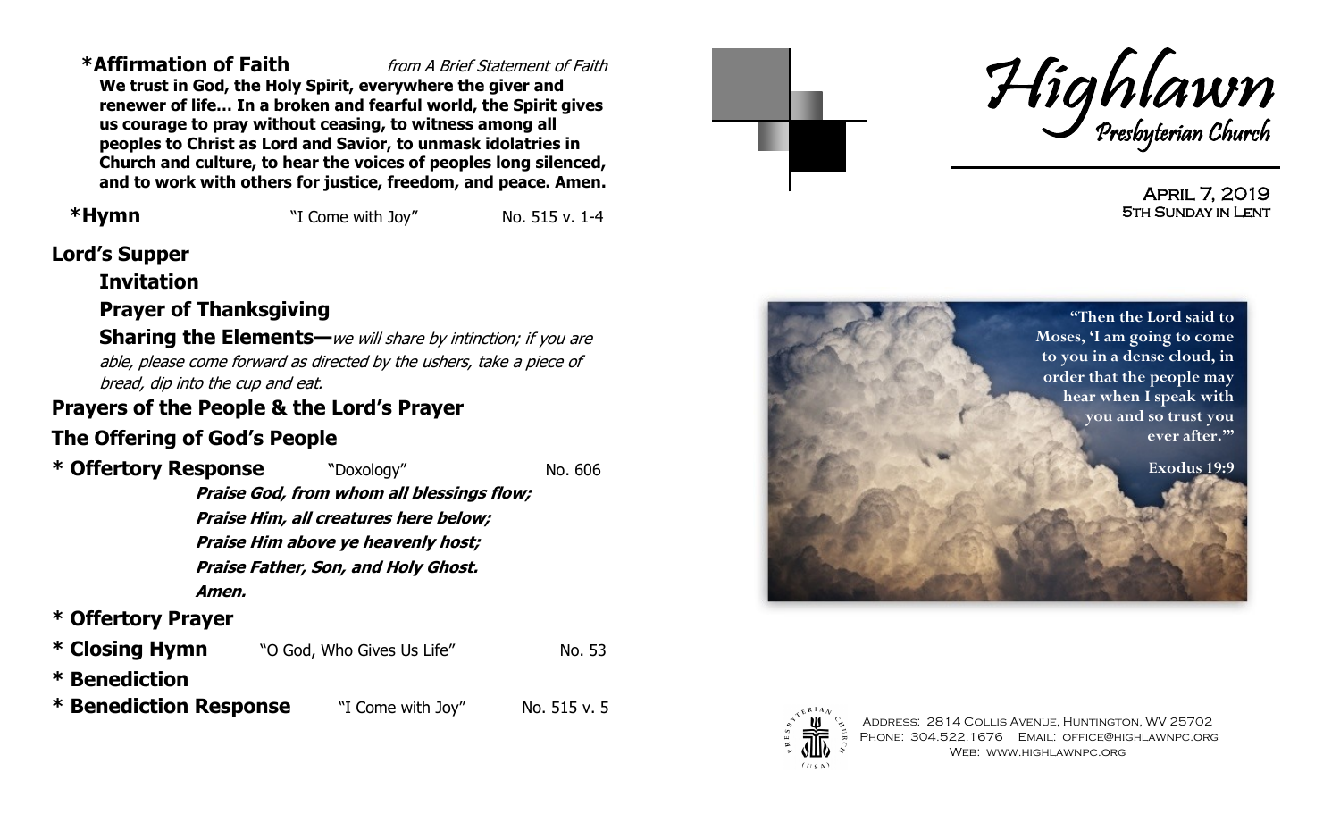**\*Affirmation of Faith** *from A Brief Statement of Faith*

**We trust in God, the Holy Spirit, everywhere the giver and renewer of life… In a broken and fearful world, the Spirit gives us courage to pray without ceasing, to witness among all peoples to Christ as Lord and Savior, to unmask idolatries in Church and culture, to hear the voices of peoples long silenced, and to work with others for justice, freedom, and peace. Amen.**

**\*Hymn** "I Come with Joy" No. 515 v. 1-4

## Lord's Supper

### Invitation

### Prayer of Thanksgiving

### Sharing the Elements—*we will share by intinction; if you are able, please come forward as directed by the ushers, take a piece of bread, dip into the cup and eat.*

## Prayers of the People & the Lord's Prayer

## The Offering of God's People

**\* Offertory Response** "Doxology" No. 606

***Praise God, from whom all blessings flow;***
***Praise Him, all creatures here below;***
***Praise Him above ye heavenly host;***
***Praise Father, Son, and Holy Ghost.***
***Amen.***

**\* Offertory Prayer**

**\* Closing Hymn** "O God, Who Gives Us Life" No. 53

**\* Benediction**

**\* Benediction Response** "I Come with Joy" No. 515 v. 5

# Highlawn
## Presbyterian Church

April 7, 2019
5th Sunday in Lent

"Then the Lord said to Moses, 'I am going to come to you in a dense cloud, in order that the people may hear when I speak with you and so trust you ever after.'"

Exodus 19:9

Address: 2814 Collis Avenue, Huntington, WV 25702
Phone: 304.522.1676 Email: office@highlawnpc.org
Web: www.highlawnpc.org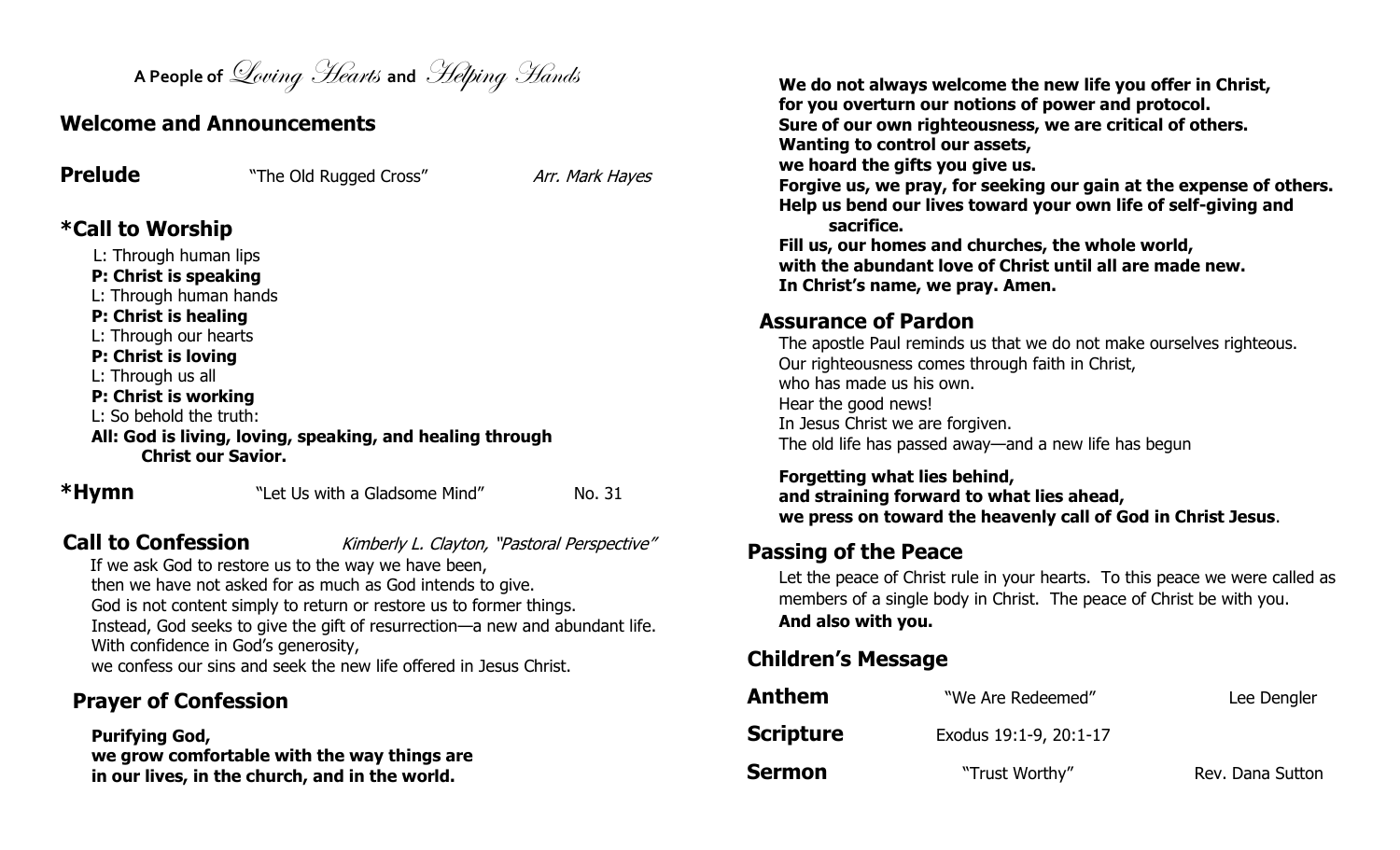A People of *Loving Hearts* and *Helping Hands*

## Welcome and Announcements

**Prelude** "The Old Rugged Cross" *Arr. Mark Hayes*

## *Call to Worship

L: Through human lips
**P: Christ is speaking**
L: Through human hands
**P: Christ is healing**
L: Through our hearts
**P: Christ is loving**
L: Through us all
**P: Christ is working**
L: So behold the truth:
**All: God is living, loving, speaking, and healing through Christ our Savior.**

**\*Hymn** "Let Us with a Gladsome Mind" No. 31

## Call to Confession

*Kimberly L. Clayton, "Pastoral Perspective"*

If we ask God to restore us to the way we have been,
then we have not asked for as much as God intends to give.
God is not content simply to return or restore us to former things.
Instead, God seeks to give the gift of resurrection—a new and abundant life.
With confidence in God's generosity,
we confess our sins and seek the new life offered in Jesus Christ.

## Prayer of Confession

**Purifying God,
we grow comfortable with the way things are
in our lives, in the church, and in the world.
We do not always welcome the new life you offer in Christ,
for you overturn our notions of power and protocol.
Sure of our own righteousness, we are critical of others.
Wanting to control our assets,
we hoard the gifts you give us.
Forgive us, we pray, for seeking our gain at the expense of others.
Help us bend our lives toward your own life of self-giving and sacrifice.
Fill us, our homes and churches, the whole world,
with the abundant love of Christ until all are made new.
In Christ's name, we pray. Amen.**

## Assurance of Pardon

The apostle Paul reminds us that we do not make ourselves righteous.
Our righteousness comes through faith in Christ,
who has made us his own.
Hear the good news!
In Jesus Christ we are forgiven.
The old life has passed away—and a new life has begun

**Forgetting what lies behind,
and straining forward to what lies ahead,
we press on toward the heavenly call of God in Christ Jesus**.

## Passing of the Peace

Let the peace of Christ rule in your hearts. To this peace we were called as members of a single body in Christ. The peace of Christ be with you.
**And also with you.**

## Children's Message

**Anthem** "We Are Redeemed" Lee Dengler

**Scripture** Exodus 19:1-9, 20:1-17

**Sermon** "Trust Worthy" Rev. Dana Sutton